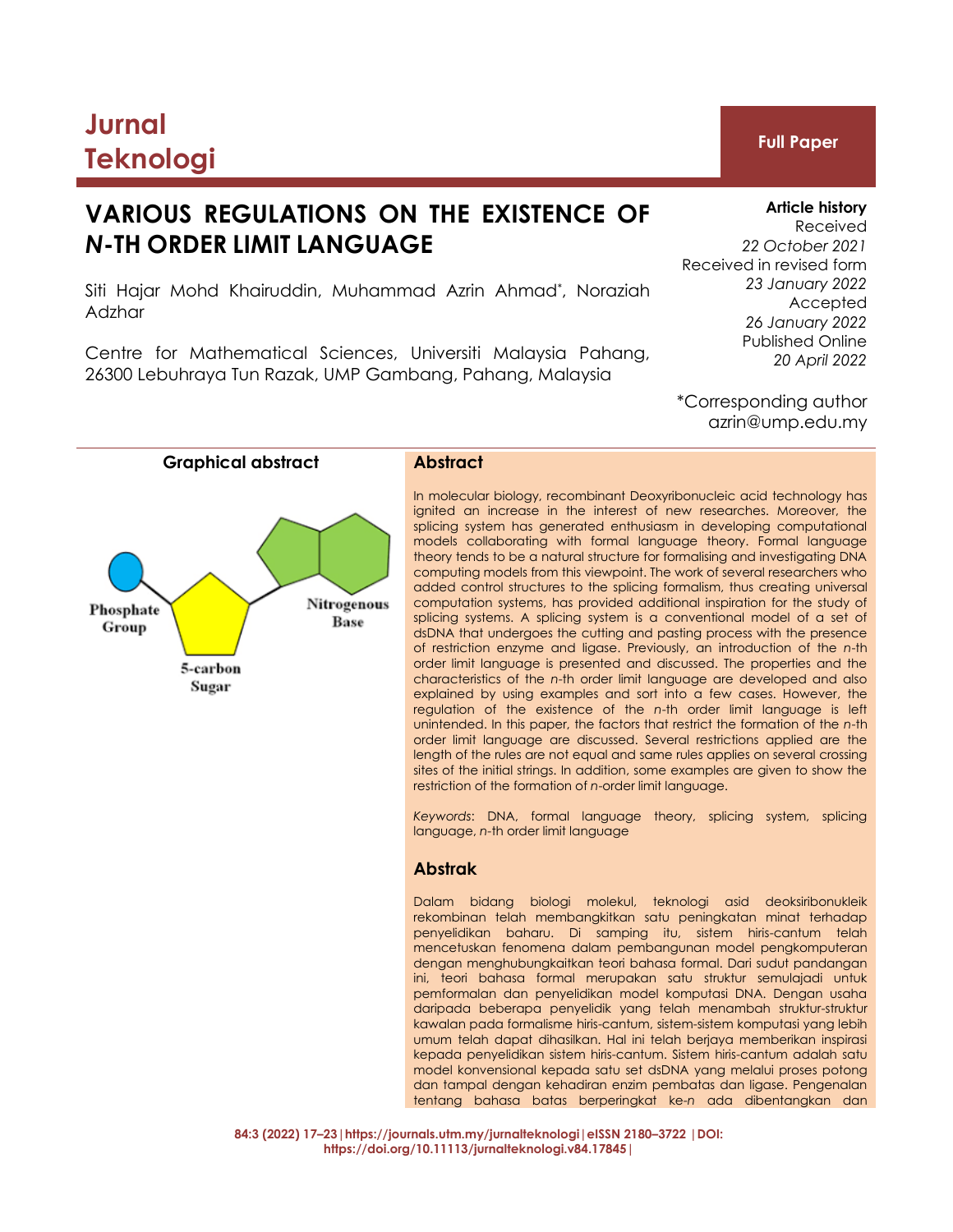Jurnal Teknologi

**Full Paper**

# VARIOUS REGULATIONS ON THE EXISTENCE OF *N*-TH ORDER LIMIT LANGUAGE

Siti Hajar Mohd Khairuddin, Muhammad Azrin Ahmad*, Noraziah Adzhar

Centre for Mathematical Sciences, Universiti Malaysia Pahang, 26300 Lebuhraya Tun Razak, UMP Gambang, Pahang, Malaysia

**Article history**
Received
*22 October 2021*
Received in revised form
*23 January 2022*
Accepted
*26 January 2022*
Published Online
*20 April 2022*

*Corresponding author
azrin@ump.edu.my

**Graphical abstract**

Phosphate Group
5-carbon Sugar
Nitrogenous Base

## Abstract

In molecular biology, recombinant Deoxyribonucleic acid technology has ignited an increase in the interest of new researches. Moreover, the splicing system has generated enthusiasm in developing computational models collaborating with formal language theory. Formal language theory tends to be a natural structure for formalising and investigating DNA computing models from this viewpoint. The work of several researchers who added control structures to the splicing formalism, thus creating universal computation systems, has provided additional inspiration for the study of splicing systems. A splicing system is a conventional model of a set of dsDNA that undergoes the cutting and pasting process with the presence of restriction enzyme and ligase. Previously, an introduction of the *n*-th order limit language is presented and discussed. The properties and the characteristics of the *n*-th order limit language are developed and also explained by using examples and sort into a few cases. However, the regulation of the existence of the *n*-th order limit language is left unintended. In this paper, the factors that restrict the formation of the *n*-th order limit language are discussed. Several restrictions applied are the length of the rules are not equal and same rules applies on several crossing sites of the initial strings. In addition, some examples are given to show the restriction of the formation of *n*-order limit language.

*Keywords*: DNA, formal language theory, splicing system, splicing language, *n*-th order limit language

## Abstrak

Dalam bidang biologi molekul, teknologi asid deoksiribonukleik rekombinan telah membangkitkan satu peningkatan minat terhadap penyelidikan baharu. Di samping itu, sistem hiris-cantum telah mencetuskan fenomena dalam pembangunan model pengkomputeran dengan menghubungkaitkan teori bahasa formal. Dari sudut pandangan ini, teori bahasa formal merupakan satu struktur semulajadi untuk pemformalan dan penyelidikan model komputasi DNA. Dengan usaha daripada beberapa penyelidik yang telah menambah struktur-struktur kawalan pada formalisme hiris-cantum, sistem-sistem komputasi yang lebih umum telah dapat dihasilkan. Hal ini telah berjaya memberikan inspirasi kepada penyelidikan sistem hiris-cantum. Sistem hiris-cantum adalah satu model konvensional kepada satu set dsDNA yang melalui proses potong dan tampal dengan kehadiran enzim pembatas dan ligase. Pengenalan tentang bahasa batas berperingkat ke-*n* ada dibentangkan dan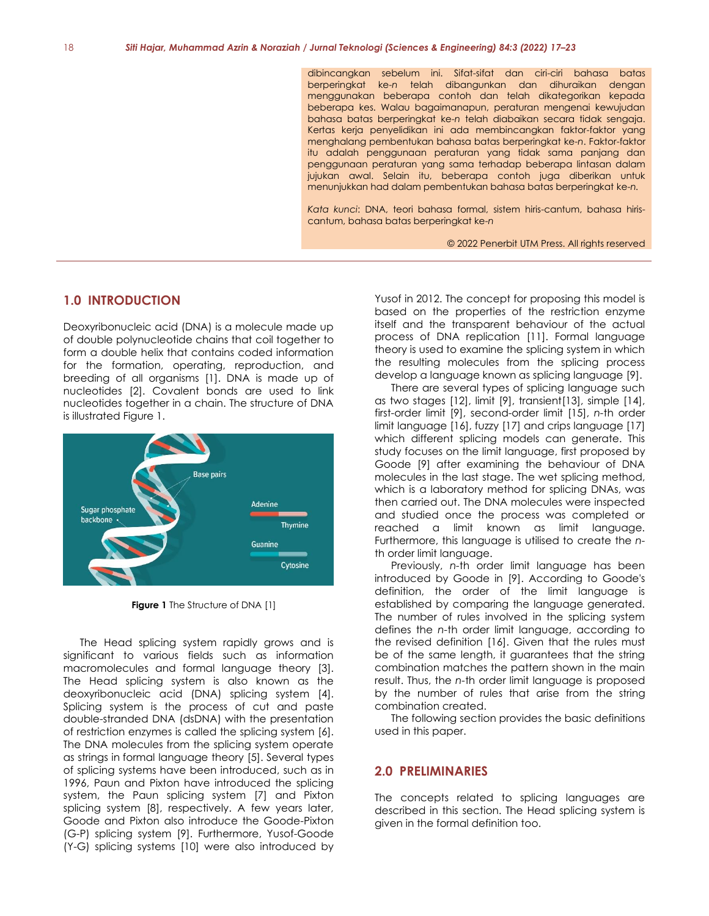dibincangkan sebelum ini. Sifat-sifat dan ciri-ciri bahasa batas berperingkat ke-*n* telah dibangunkan dan dihuraikan dengan menggunakan beberapa contoh dan telah dikategorikan kepada beberapa kes. Walau bagaimanapun, peraturan mengenai kewujudan bahasa batas berperingkat ke-*n* telah diabaikan secara tidak sengaja. Kertas kerja penyelidikan ini ada membincangkan faktor-faktor yang menghalang pembentukan bahasa batas berperingkat ke-*n*. Faktor-faktor itu adalah penggunaan peraturan yang tidak sama panjang dan penggunaan peraturan yang sama terhadap beberapa lintasan dalam jujukan awal. Selain itu, beberapa contoh juga diberikan untuk menunjukkan had dalam pembentukan bahasa batas berperingkat ke-*n*.

*Kata kunci*: DNA, teori bahasa formal, sistem hiris-cantum, bahasa hiris-cantum, bahasa batas berperingkat ke-*n*

© 2022 Penerbit UTM Press. All rights reserved

## 1.0 INTRODUCTION

Deoxyribonucleic acid (DNA) is a molecule made up of double polynucleotide chains that coil together to form a double helix that contains coded information for the formation, operating, reproduction, and breeding of all organisms [1]. DNA is made up of nucleotides [2]. Covalent bonds are used to link nucleotides together in a chain. The structure of DNA is illustrated Figure 1.

**Figure 1** The Structure of DNA [1]

The Head splicing system rapidly grows and is significant to various fields such as information macromolecules and formal language theory [3]. The Head splicing system is also known as the deoxyribonucleic acid (DNA) splicing system [4]. Splicing system is the process of cut and paste double-stranded DNA (dsDNA) with the presentation of restriction enzymes is called the splicing system [6]. The DNA molecules from the splicing system operate as strings in formal language theory [5]. Several types of splicing systems have been introduced, such as in 1996, Paun and Pixton have introduced the splicing system, the Paun splicing system [7] and Pixton splicing system [8], respectively. A few years later, Goode and Pixton also introduce the Goode-Pixton (G-P) splicing system [9]. Furthermore, Yusof-Goode (Y-G) splicing systems [10] were also introduced by Yusof in 2012. The concept for proposing this model is based on the properties of the restriction enzyme itself and the transparent behaviour of the actual process of DNA replication [11]. Formal language theory is used to examine the splicing system in which the resulting molecules from the splicing process develop a language known as splicing language [9].

There are several types of splicing language such as two stages [12], limit [9], transient[13], simple [14], first-order limit [9], second-order limit [15], *n*-th order limit language [16], fuzzy [17] and crips language [17] which different splicing models can generate. This study focuses on the limit language, first proposed by Goode [9] after examining the behaviour of DNA molecules in the last stage. The wet splicing method, which is a laboratory method for splicing DNAs, was then carried out. The DNA molecules were inspected and studied once the process was completed or reached a limit known as limit language. Furthermore, this language is utilised to create the *n*-th order limit language.

Previously, *n*-th order limit language has been introduced by Goode in [9]. According to Goode's definition, the order of the limit language is established by comparing the language generated. The number of rules involved in the splicing system defines the *n*-th order limit language, according to the revised definition [16]. Given that the rules must be of the same length, it guarantees that the string combination matches the pattern shown in the main result. Thus, the *n*-th order limit language is proposed by the number of rules that arise from the string combination created.

The following section provides the basic definitions used in this paper.

## 2.0 PRELIMINARIES

The concepts related to splicing languages are described in this section. The Head splicing system is given in the formal definition too.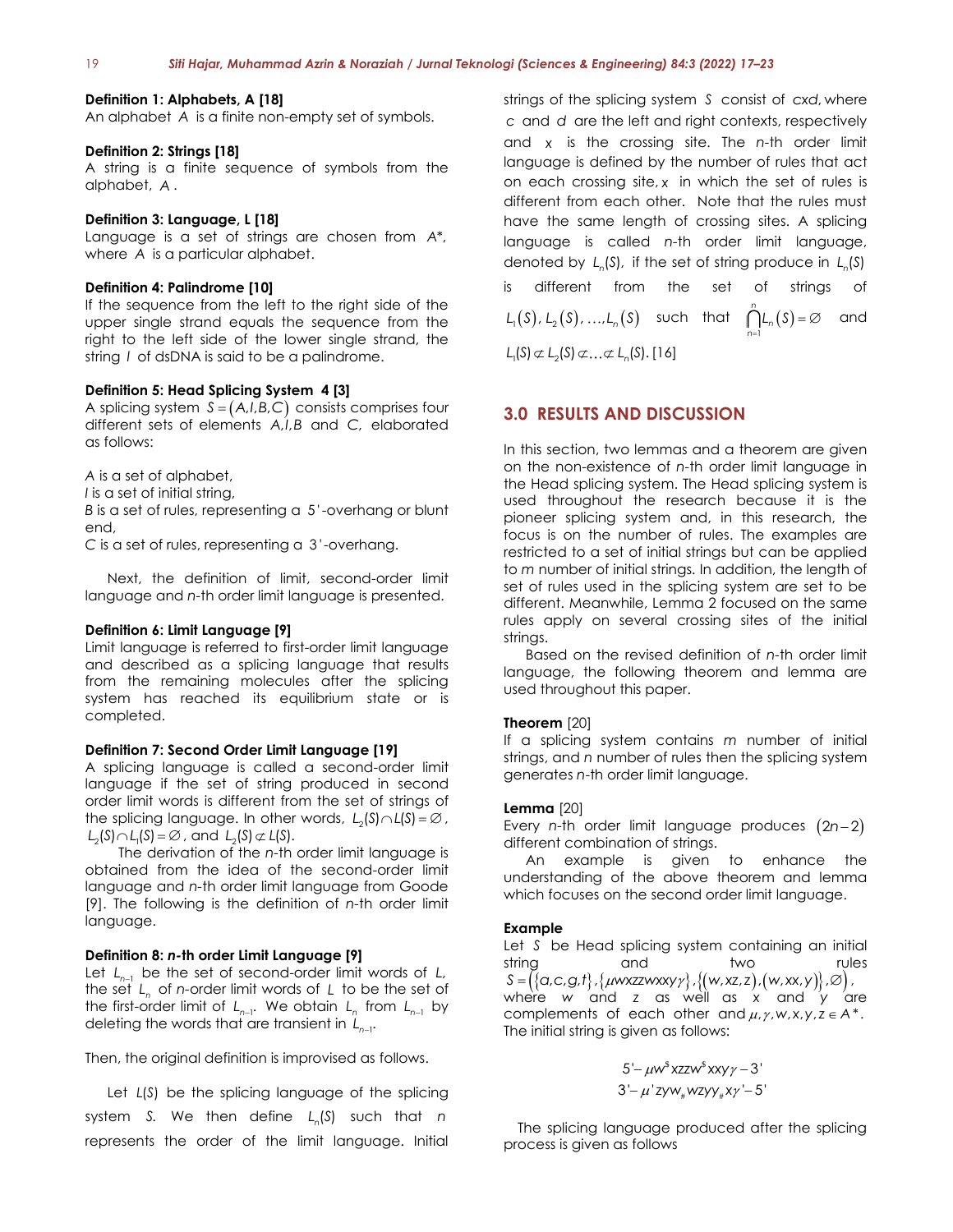**Definition 1: Alphabets, A [18]**
An alphabet $A$ is a finite non-empty set of symbols.

**Definition 2: Strings [18]**
A string is a finite sequence of symbols from the alphabet, $A$.

**Definition 3: Language, L [18]**
Language is a set of strings are chosen from $A^*$, where $A$ is a particular alphabet.

**Definition 4: Palindrome [10]**
If the sequence from the left to the right side of the upper single strand equals the sequence from the right to the left side of the lower single strand, the string $I$ of dsDNA is said to be a palindrome.

**Definition 5: Head Splicing System 4 [3]**
A splicing system $S = (A, I, B, C)$ consists comprises four different sets of elements $A, I, B$ and $C$, elaborated as follows:

$A$ is a set of alphabet,
$I$ is a set of initial string,
$B$ is a set of rules, representing a $5'$-overhang or blunt end,
$C$ is a set of rules, representing a $3'$-overhang.

Next, the definition of limit, second-order limit language and *n*-th order limit language is presented.

**Definition 6: Limit Language [9]**
Limit language is referred to first-order limit language and described as a splicing language that results from the remaining molecules after the splicing system has reached its equilibrium state or is completed.

**Definition 7: Second Order Limit Language [19]**
A splicing language is called a second-order limit language if the set of string produced in second order limit words is different from the set of strings of the splicing language. In other words, $L_2(S) \cap L(S) = \varnothing$, $L_2(S) \cap L_1(S) = \varnothing$, and $L_2(S) \not\subset L(S)$.

The derivation of the *n*-th order limit language is obtained from the idea of the second-order limit language and *n*-th order limit language from Goode [9]. The following is the definition of *n*-th order limit language.

**Definition 8: *n*-th order Limit Language [9]**
Let $L_{n-1}$ be the set of second-order limit words of $L$, the set $L_n$ of *n*-order limit words of $L$ to be the set of the first-order limit of $L_{n-1}$. We obtain $L_n$ from $L_{n-1}$ by deleting the words that are transient in $L_{n-1}$.

Then, the original definition is improvised as follows.

Let $L(S)$ be the splicing language of the splicing system $S$. We then define $L_n(S)$ such that $n$ represents the order of the limit language. Initial strings of the splicing system $S$ consist of $cxd$, where $c$ and $d$ are the left and right contexts, respectively and $x$ is the crossing site. The *n*-th order limit language is defined by the number of rules that act on each crossing site, $x$ in which the set of rules is different from each other. Note that the rules must have the same length of crossing sites. A splicing language is called *n*-th order limit language, denoted by $L_n(S)$, if the set of string produce in $L_n(S)$ is different from the set of strings of $L_1(S), L_2(S), \ldots, L_n(S)$ such that $\bigcap_{n=1}^{n} L_n(S) = \varnothing$ and $L_1(S) \not\subset L_2(S) \not\subset \ldots \not\subset L_n(S)$. [16]

## 3.0 RESULTS AND DISCUSSION

In this section, two lemmas and a theorem are given on the non-existence of *n*-th order limit language in the Head splicing system. The Head splicing system is used throughout the research because it is the pioneer splicing system and, in this research, the focus is on the number of rules. The examples are restricted to a set of initial strings but can be applied to $m$ number of initial strings. In addition, the length of set of rules used in the splicing system are set to be different. Meanwhile, Lemma 2 focused on the same rules apply on several crossing sites of the initial strings.

Based on the revised definition of *n*-th order limit language, the following theorem and lemma are used throughout this paper.

**Theorem** [20]
If a splicing system contains $m$ number of initial strings, and $n$ number of rules then the splicing system generates *n*-th order limit language.

**Lemma** [20]
Every *n*-th order limit language produces $(2n-2)$ different combination of strings.

An example is given to enhance the understanding of the above theorem and lemma which focuses on the second order limit language.

**Example**
Let $S$ be Head splicing system containing an initial string and two rules $S = (\{a,c,g,t\}, \{\mu wxzzwxxy\gamma\}, \{(w,xz,z),(w,xx,y)\}, \varnothing)$, where $w$ and $z$ as well as $x$ and $y$ are complements of each other and $\mu, \gamma, w, x, y, z \in A^*$. The initial string is given as follows:

$$5'-\mu w^{\$} xzzw^{\$} xxy\gamma - 3'$$
$$3'-\mu' zyw_{\#} wzyy_{\#} x\gamma' - 5'$$

The splicing language produced after the splicing process is given as follows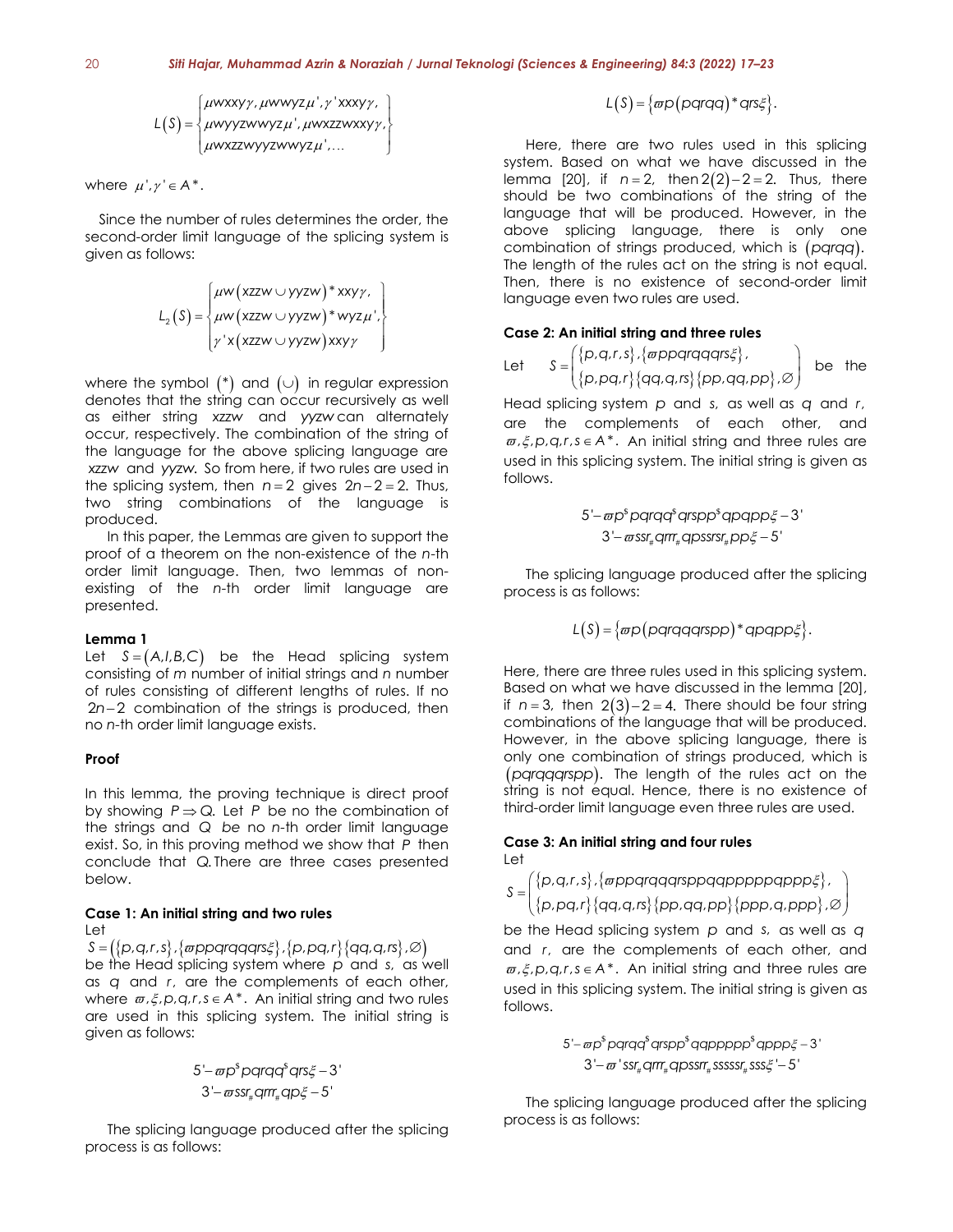$$L(S)=\left\{\begin{array}{l}\mu wxxy\gamma,\mu wwyz\mu',\gamma' xxxy\gamma,\\ \mu wyyzwwyz\mu',\mu wxzzwxxy\gamma,\\ \mu wxzzwyyzwwyz\mu',\ldots\end{array}\right\}$$

where $\mu',\gamma'\in A^*$.

Since the number of rules determines the order, the second-order limit language of the splicing system is given as follows:

$$L_2(S)=\left\{\begin{array}{l}\mu w(xzzw\cup yyzw)^*xxy\gamma,\\ \mu w(xzzw\cup yyzw)^*wyz\mu',\\ \gamma' x(xzzw\cup yyzw)xxy\gamma\end{array}\right\}$$

where the symbol $(*)$ and $(\cup)$ in regular expression denotes that the string can occur recursively as well as either string *xzzw* and *yyzw* can alternately occur, respectively. The combination of the string of the language for the above splicing language are *xzzw* and *yyzw*. So from here, if two rules are used in the splicing system, then $n=2$ gives $2n-2=2$. Thus, two string combinations of the language is produced.

In this paper, the Lemmas are given to support the proof of a theorem on the non-existence of the *n*-th order limit language. Then, two lemmas of non-existing of the *n*-th order limit language are presented.

**Lemma 1**

Let $S=(A,I,B,C)$ be the Head splicing system consisting of *m* number of initial strings and *n* number of rules consisting of different lengths of rules. If no $2n-2$ combination of the strings is produced, then no *n*-th order limit language exists.

**Proof**

In this lemma, the proving technique is direct proof by showing $P\Rightarrow Q$. Let $P$ be no the combination of the strings and $Q$ be no *n*-th order limit language exist. So, in this proving method we show that $P$ then conclude that $Q$. There are three cases presented below.

**Case 1: An initial string and two rules**

Let $S=(\{p,q,r,s\},\{\varpi ppqrqqqrs\xi\},\{p,pq,r\}\{qq,q,rs\},\varnothing)$ be the Head splicing system where $p$ and $s$, as well as $q$ and $r$, are the complements of each other, where $\varpi,\xi,p,q,r,s\in A^*$. An initial string and two rules are used in this splicing system. The initial string is given as follows:

$$\begin{array}{c}5'-\varpi p^{\$}pqrqq^{\$}qrs\xi-3'\\ 3'-\varpi ssr_{\#}qrr_{\#}qp\xi-5'\end{array}$$

The splicing language produced after the splicing process is as follows:

$$L(S)=\{\varpi p(pqrqq)^*qrs\xi\}.$$

Here, there are two rules used in this splicing system. Based on what we have discussed in the lemma [20], if $n=2$, then $2(2)-2=2$. Thus, there should be two combinations of the string of the language that will be produced. However, in the above splicing language, there is only one combination of strings produced, which is $(pqrqq)$. The length of the rules act on the string is not equal. Then, there is no existence of second-order limit language even two rules are used.

**Case 2: An initial string and three rules**

Let $S=\left(\begin{array}{l}\{p,q,r,s\},\{\varpi ppqrqqqrs\xi\},\\ \{p,pq,r\}\{qq,q,rs\}\{pp,qq,pp\},\varnothing\end{array}\right)$ be the Head splicing system $p$ and $s$, as well as $q$ and $r$, are the complements of each other, and $\varpi,\xi,p,q,r,s\in A^*$. An initial string and three rules are used in this splicing system. The initial string is given as follows:

$$\begin{array}{c}5'-\varpi p^{\$}pqrqq^{\$}qrspp^{\$}qpqpp\xi-3'\\ 3'-\varpi ssr_{\#}qrr_{\#}qpssrsr_{\#}pp\xi-5'\end{array}$$

The splicing language produced after the splicing process is as follows:

$$L(S)=\{\varpi p(pqrqqqrspp)^*qpqpp\xi\}.$$

Here, there are three rules used in this splicing system. Based on what we have discussed in the lemma [20], if $n=3$, then $2(3)-2=4$. There should be four string combinations of the language that will be produced. However, in the above splicing language, there is only one combination of strings produced, which is $(pqrqqqrspp)$. The length of the rules act on the string is not equal. Hence, there is no existence of third-order limit language even three rules are used.

**Case 3: An initial string and four rules**

Let

$$S=\left(\begin{array}{l}\{p,q,r,s\},\{\varpi ppqrqqqrsppqqpppppqppp\xi\},\\ \{p,pq,r\}\{qq,q,rs\}\{pp,qq,pp\}\{ppp,q,ppp\},\varnothing\end{array}\right)$$

be the Head splicing system $p$ and $s$, as well as $q$ and $r$, are the complements of each other, and $\varpi,\xi,p,q,r,s\in A^*$. An initial string and three rules are used in this splicing system. The initial string is given as follows:

$$\begin{array}{c}5'-\varpi p^{\$}pqrqq^{\$}qrspp^{\$}qqppppp^{\$}qppp\xi-3'\\ 3'-\varpi' ssr_{\#}qrr_{\#}qpssrr_{\#}sssssr_{\#}sss\xi'-5'\end{array}$$

The splicing language produced after the splicing process is as follows: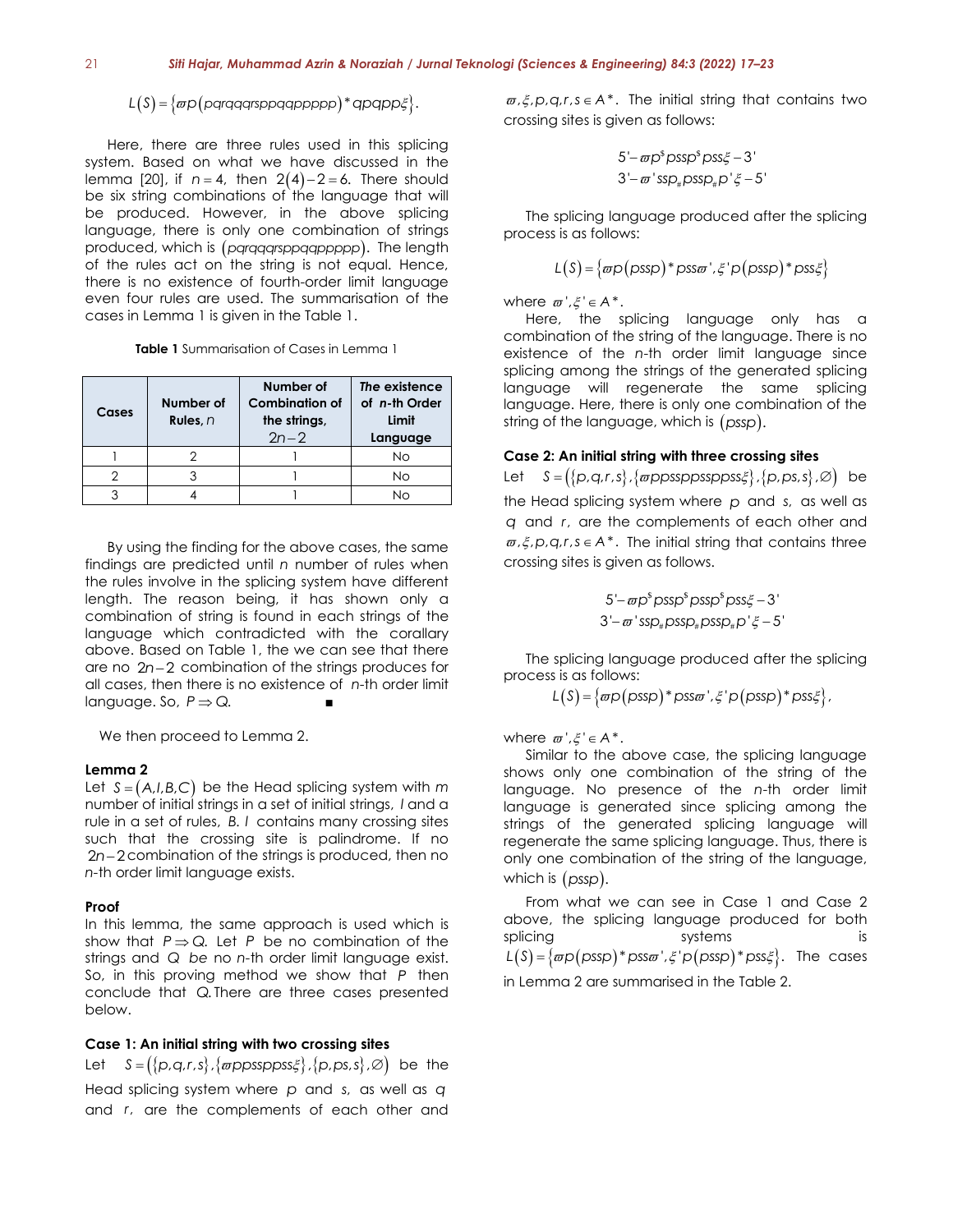$$L(S) = \{\varpi p(pqrqqqrsppqqppppp)^* qpqpp\xi\}.$$

Here, there are three rules used in this splicing system. Based on what we have discussed in the lemma [20], if $n = 4$, then $2(4) - 2 = 6$. There should be six string combinations of the language that will be produced. However, in the above splicing language, there is only one combination of strings produced, which is $(pqrqqqrsppqqppppp)$. The length of the rules act on the string is not equal. Hence, there is no existence of fourth-order limit language even four rules are used. The summarisation of the cases in Lemma 1 is given in the Table 1.

**Table 1** Summarisation of Cases in Lemma 1

| Cases | Number of Rules, $n$ | Number of Combination of the strings, $2n-2$ | *The* existence of $n$-th Order Limit Language |
|---|---|---|---|
| 1 | 2 | 1 | No |
| 2 | 3 | 1 | No |
| 3 | 4 | 1 | No |

By using the finding for the above cases, the same findings are predicted until $n$ number of rules when the rules involve in the splicing system have different length. The reason being, it has shown only a combination of string is found in each strings of the language which contradicted with the corallary above. Based on Table 1, the we can see that there are no $2n-2$ combination of the strings produces for all cases, then there is no existence of $n$-th order limit language. So, $P \Rightarrow Q$. ■

We then proceed to Lemma 2.

**Lemma 2**

Let $S = (A, I, B, C)$ be the Head splicing system with $m$ number of initial strings in a set of initial strings, $I$ and a rule in a set of rules, $B$. $I$ contains many crossing sites such that the crossing site is palindrome. If no $2n-2$ combination of the strings is produced, then no $n$-th order limit language exists.

**Proof**

In this lemma, the same approach is used which is show that $P \Rightarrow Q$. Let $P$ be no combination of the strings and $Q$ be no $n$-th order limit language exist. So, in this proving method we show that $P$ then conclude that $Q$. There are three cases presented below.

**Case 1: An initial string with two crossing sites**

Let $S = (\{p, q, r, s\}, \{\varpi ppssppsspss\xi\}, \{p, ps, s\}, \varnothing)$ be the Head splicing system where $p$ and $s$, as well as $q$ and $r$, are the complements of each other and $\varpi, \xi, p, q, r, s \in A^*$. The initial string that contains two crossing sites is given as follows:

$$5' - \varpi p^{\$} pssp^{\$} pss\xi - 3'$$
$$3' - \varpi' ssp_{\#} pssp_{\#} p'\xi - 5'$$

The splicing language produced after the splicing process is as follows:

$$L(S) = \{\varpi p(pssp)^* pss\varpi', \xi' p(pssp)^* pss\xi\}$$

where $\varpi', \xi' \in A^*$.

Here, the splicing language only has a combination of the string of the language. There is no existence of the $n$-th order limit language since splicing among the strings of the generated splicing language will regenerate the same splicing language. Here, there is only one combination of the string of the language, which is $(pssp)$.

**Case 2: An initial string with three crossing sites**

Let $S = (\{p, q, r, s\}, \{\varpi ppssppssppss\xi\}, \{p, ps, s\}, \varnothing)$ be the Head splicing system where $p$ and $s$, as well as $q$ and $r$, are the complements of each other and $\varpi, \xi, p, q, r, s \in A^*$. The initial string that contains three crossing sites is given as follows.

$$5' - \varpi p^{\$} pssp^{\$} pssp^{\$} pss\xi - 3'$$
$$3' - \varpi' ssp_{\#} pssp_{\#} pssp_{\#} p'\xi - 5'$$

The splicing language produced after the splicing process is as follows:

$$L(S) = \{\varpi p(pssp)^* pss\varpi', \xi' p(pssp)^* pss\xi\},$$

where $\varpi', \xi' \in A^*$.

Similar to the above case, the splicing language shows only one combination of the string of the language. No presence of the $n$-th order limit language is generated since splicing among the strings of the generated splicing language will regenerate the same splicing language. Thus, there is only one combination of the string of the language, which is $(pssp)$.

From what we can see in Case 1 and Case 2 above, the splicing language produced for both splicing systems is $L(S) = \{\varpi p(pssp)^* pss\varpi', \xi' p(pssp)^* pss\xi\}$. The cases in Lemma 2 are summarised in the Table 2.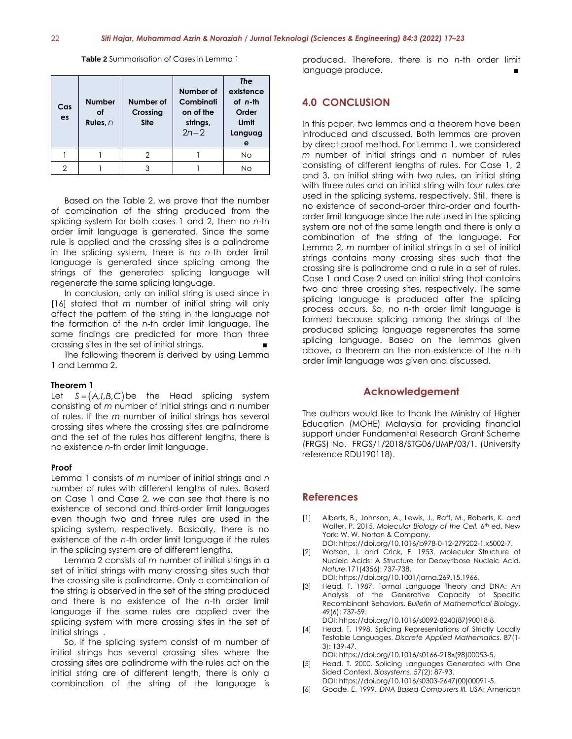**Table 2** Summarisation of Cases in Lemma 1

| Cases | Number of Rules, $n$ | Number of Crossing Site | Number of Combination of the strings, $2n-2$ | *The* existence of $n$-th Order Limit Language |
|---|---|---|---|---|
| 1 | 1 | 2 | 1 | No |
| 2 | 1 | 3 | 1 | No |

Based on the Table 2, we prove that the number of combination of the string produced from the splicing system for both cases 1 and 2, then no $n$-th order limit language is generated. Since the same rule is applied and the crossing sites is a palindrome in the splicing system, there is no $n$-th order limit language is generated since splicing among the strings of the generated splicing language will regenerate the same splicing language.

In conclusion, only an initial string is used since in [16] stated that $m$ number of initial string will only affect the pattern of the string in the language not the formation of the $n$-th order limit language. The same findings are predicted for more than three crossing sites in the set of initial strings. ∎

The following theorem is derived by using Lemma 1 and Lemma 2.

**Theorem 1**

Let $S=(A,I,B,C)$ be the Head splicing system consisting of $m$ number of initial strings and $n$ number of rules. If the $m$ number of initial strings has several crossing sites where the crossing sites are palindrome and the set of the rules has different lengths, there is no existence $n$-th order limit language.

**Proof**

Lemma 1 consists of $m$ number of initial strings and $n$ number of rules with different lengths of rules. Based on Case 1 and Case 2, we can see that there is no existence of second and third-order limit languages even though two and three rules are used in the splicing system, respectively. Basically, there is no existence of the $n$-th order limit language if the rules in the splicing system are of different lengths.

Lemma 2 consists of $m$ number of initial strings in a set of initial strings with many crossing sites such that the crossing site is palindrome. Only a combination of the string is observed in the set of the string produced and there is no existence of the $n$-th order limit language if the same rules are applied over the splicing system with more crossing sites in the set of initial strings .

So, if the splicing system consist of $m$ number of initial strings has several crossing sites where the crossing sites are palindrome with the rules act on the initial string are of different length, there is only a combination of the string of the language is produced. Therefore, there is no $n$-th order limit language produce. ∎

## 4.0 CONCLUSION

In this paper, two lemmas and a theorem have been introduced and discussed. Both lemmas are proven by direct proof method. For Lemma 1, we considered $m$ number of initial strings and $n$ number of rules consisting of different lengths of rules. For Case 1, 2 and 3, an initial string with two rules, an initial string with three rules and an initial string with four rules are used in the splicing systems, respectively. Still, there is no existence of second-order third-order and fourth-order limit language since the rule used in the splicing system are not of the same length and there is only a combination of the string of the language. For Lemma 2, $m$ number of initial strings in a set of initial strings contains many crossing sites such that the crossing site is palindrome and a rule in a set of rules. Case 1 and Case 2 used an initial string that contains two and three crossing sites, respectively. The same splicing language is produced after the splicing process occurs. So, no $n$-th order limit language is formed because splicing among the strings of the produced splicing language regenerates the same splicing language. Based on the lemmas given above, a theorem on the non-existence of the $n$-th order limit language was given and discussed.

## Acknowledgement

The authors would like to thank the Ministry of Higher Education (MOHE) Malaysia for providing financial support under Fundamental Research Grant Scheme (FRGS) No. FRGS/1/2018/STG06/UMP/03/1. (University reference RDU190118).

## References

[1] Alberts, B., Johnson, A., Lewis, J., Raff, M., Roberts, K. and Walter, P. 2015. *Molecular Biology of the Cell.* 6th ed. New York: W. W. Norton & Company. DOI: https://doi.org/10.1016/b978-0-12-279202-1.x5002-7.

[2] Watson, J. and Crick, F. 1953. Molecular Structure of Nucleic Acids: A Structure for Deoxyribose Nucleic Acid. *Nature*.171(4356): 737-738. DOI: https://doi.org/10.1001/jama.269.15.1966.

[3] Head, T. 1987. Formal Language Theory and DNA: An Analysis of the Generative Capacity of Specific Recombinant Behaviors. *Bulletin of Mathematical Biology*. 49(6): 737-59. DOI: https://doi.org/10.1016/s0092-8240(87)90018-8.

[4] Head, T. 1998. Splicing Representations of Strictly Locally Testable Languages. *Discrete Applied Mathematics*. 87(1-3): 139-47. DOI: https://doi.org/10.1016/s0166-218x(98)00053-5.

[5] Head, T. 2000. Splicing Languages Generated with One Sided Context. *Biosystems*. 57(2): 87-93. DOI: https://doi.org/10.1016/s0303-2647(00)00091-5.

[6] Goode, E. 1999. *DNA Based Computers III.* USA: American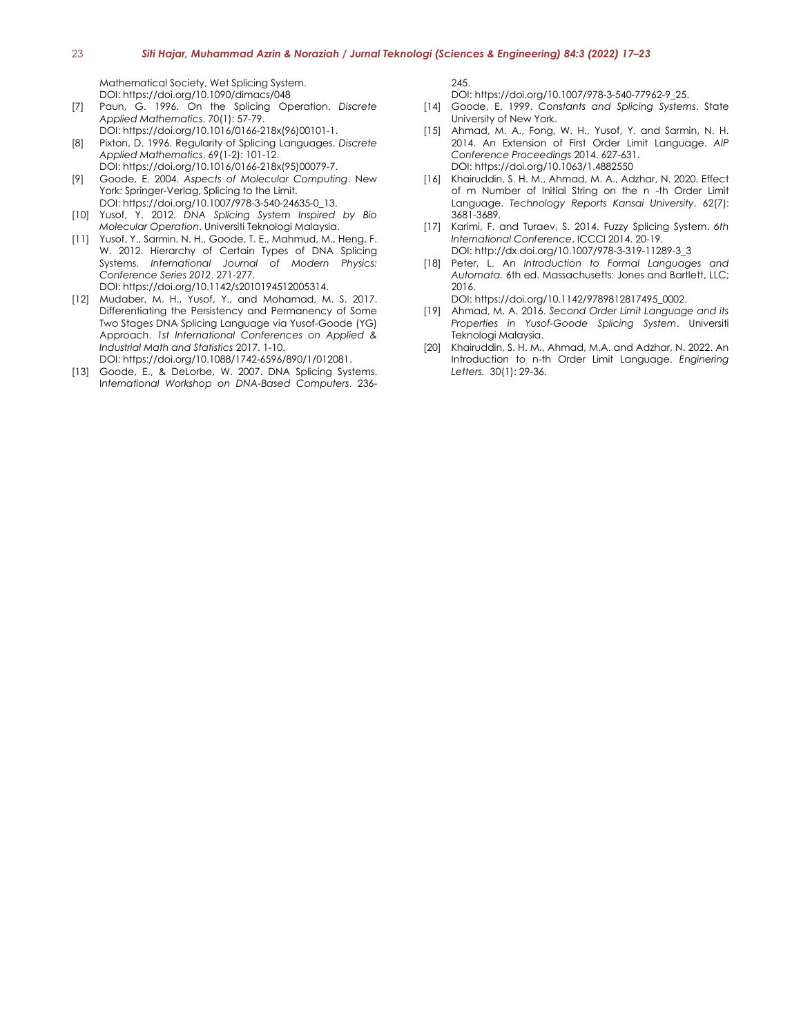Mathematical Society, Wet Splicing System.
DOI: https://doi.org/10.1090/dimacs/048

[7] Paun, G. 1996. On the Splicing Operation. *Discrete Applied Mathematics*. 70(1): 57-79.
DOI: https://doi.org/10.1016/0166-218x(96)00101-1.

[8] Pixton, D. 1996. Regularity of Splicing Languages. *Discrete Applied Mathematics*. 69(1-2): 101-12.
DOI: https://doi.org/10.1016/0166-218x(95)00079-7.

[9] Goode, E. 2004. *Aspects of Molecular Computing*. New York: Springer-Verlag, Splicing to the Limit.
DOI: https://doi.org/10.1007/978-3-540-24635-0_13.

[10] Yusof, Y. 2012. *DNA Splicing System Inspired by Bio Molecular Operation*. Universiti Teknologi Malaysia.

[11] Yusof, Y., Sarmin, N. H., Goode, T. E., Mahmud, M., Heng, F. W. 2012. Hierarchy of Certain Types of DNA Splicing Systems. *International Journal of Modern Physics: Conference Series 2012*. 271-277.
DOI: https://doi.org/10.1142/s2010194512005314.

[12] Mudaber, M. H., Yusof, Y., and Mohamad, M. S. 2017. Differentiating the Persistency and Permanency of Some Two Stages DNA Splicing Language via Yusof-Goode (YG) Approach. *1st International Conferences on Applied & Industrial Math and Statistics* 2017. 1-10.
DOI: https://doi.org/10.1088/1742-6596/890/1/012081.

[13] Goode, E., & DeLorbe, W. 2007. DNA Splicing Systems. *International Workshop on DNA-Based Computers*. 236-245.
DOI: https://doi.org/10.1007/978-3-540-77962-9_25.

[14] Goode, E. 1999. *Constants and Splicing Systems*. State University of New York.

[15] Ahmad, M. A., Fong, W. H., Yusof, Y. and Sarmin, N. H. 2014. An Extension of First Order Limit Language. *AIP Conference Proceedings* 2014. 627-631.
DOI: https://doi.org/10.1063/1.4882550

[16] Khairuddin, S. H. M., Ahmad, M. A., Adzhar, N. 2020. Effect of m Number of Initial String on the n -th Order Limit Language. *Technology Reports Kansai University*. 62(7): 3681-3689.

[17] Karimi, F. and Turaev, S. 2014. Fuzzy Splicing System. *6th International Conference*, ICCCI 2014. 20-19.
DOI: http://dx.doi.org/10.1007/978-3-319-11289-3_3

[18] Peter, L. An *Introduction to Formal Languages and Automata.* 6th ed. Massachusetts: Jones and Bartlett, LLC; 2016.
DOI: https://doi.org/10.1142/9789812817495_0002.

[19] Ahmad, M. A. 2016. *Second Order Limit Language and its Properties in Yusof-Goode Splicing System*. Universiti Teknologi Malaysia.

[20] Khairuddin, S. H. M., Ahmad, M.A. and Adzhar, N. 2022. An Introduction to n-th Order Limit Language. *Enginering Letters.* 30(1): 29-36.